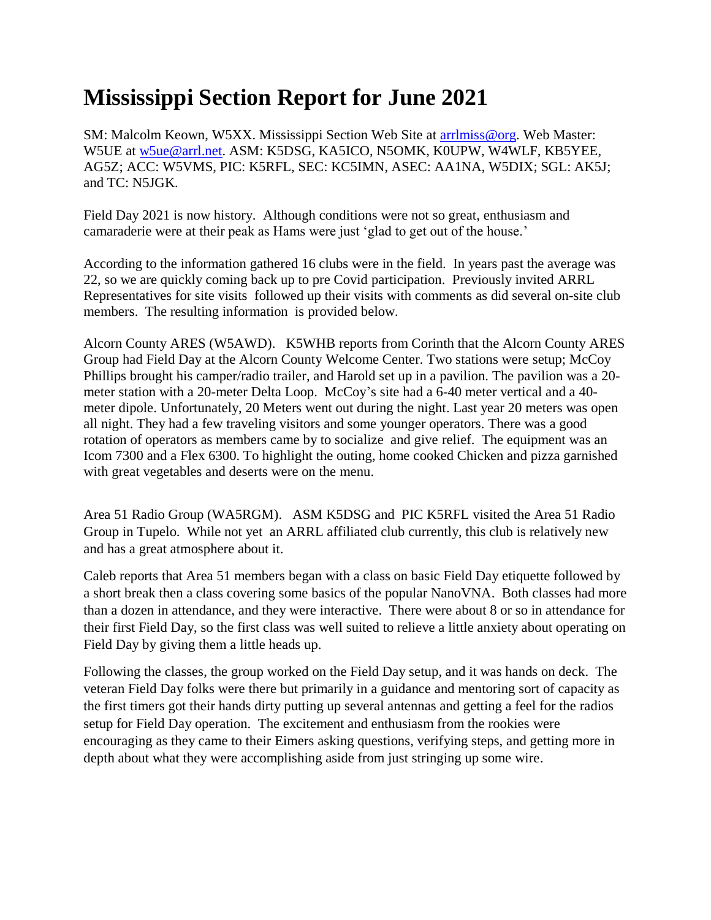# Mississippi Section Report for June 2021

SM: Malcolm Keown, W5XX. Mississippi Section Web Site at arrlmiss@org. Web Master: W5UE at w5ue@arrl.net. ASM: K5DSG, KA5ICO, N5OMK, K0UPW, W4WLF, KB5YEE, AG5Z; ACC: W5VMS, PIC: K5RFL, SEC: KC5IMN, ASEC: AA1NA, W5DIX; SGL: AK5J; and TC: N5JGK.

Field Day 2021 is now history. Although conditions were not so great, enthusiasm and camaraderie were at their peak as Hams were just 'glad to get out of the house.'

According to the information gathered 16 clubs were in the field. In years past the average was 22, so we are quickly coming back up to pre Covid participation. Previously invited ARRL Representatives for site visits followed up their visits with comments as did several on-site club members. The resulting information is provided below.

Alcorn County ARES (W5AWD). K5WHB reports from Corinth that the Alcorn County ARES Group had Field Day at the Alcorn County Welcome Center. Two stations were setup; McCoy Phillips brought his camper/radio trailer, and Harold set up in a pavilion. The pavilion was a 20-meter station with a 20-meter Delta Loop. McCoy's site had a 6-40 meter vertical and a 40-meter dipole. Unfortunately, 20 Meters went out during the night. Last year 20 meters was open all night. They had a few traveling visitors and some younger operators. There was a good rotation of operators as members came by to socialize and give relief. The equipment was an Icom 7300 and a Flex 6300. To highlight the outing, home cooked Chicken and pizza garnished with great vegetables and deserts were on the menu.

Area 51 Radio Group (WA5RGM). ASM K5DSG and PIC K5RFL visited the Area 51 Radio Group in Tupelo. While not yet an ARRL affiliated club currently, this club is relatively new and has a great atmosphere about it.

Caleb reports that Area 51 members began with a class on basic Field Day etiquette followed by a short break then a class covering some basics of the popular NanoVNA. Both classes had more than a dozen in attendance, and they were interactive. There were about 8 or so in attendance for their first Field Day, so the first class was well suited to relieve a little anxiety about operating on Field Day by giving them a little heads up.

Following the classes, the group worked on the Field Day setup, and it was hands on deck. The veteran Field Day folks were there but primarily in a guidance and mentoring sort of capacity as the first timers got their hands dirty putting up several antennas and getting a feel for the radios setup for Field Day operation. The excitement and enthusiasm from the rookies were encouraging as they came to their Eimers asking questions, verifying steps, and getting more in depth about what they were accomplishing aside from just stringing up some wire.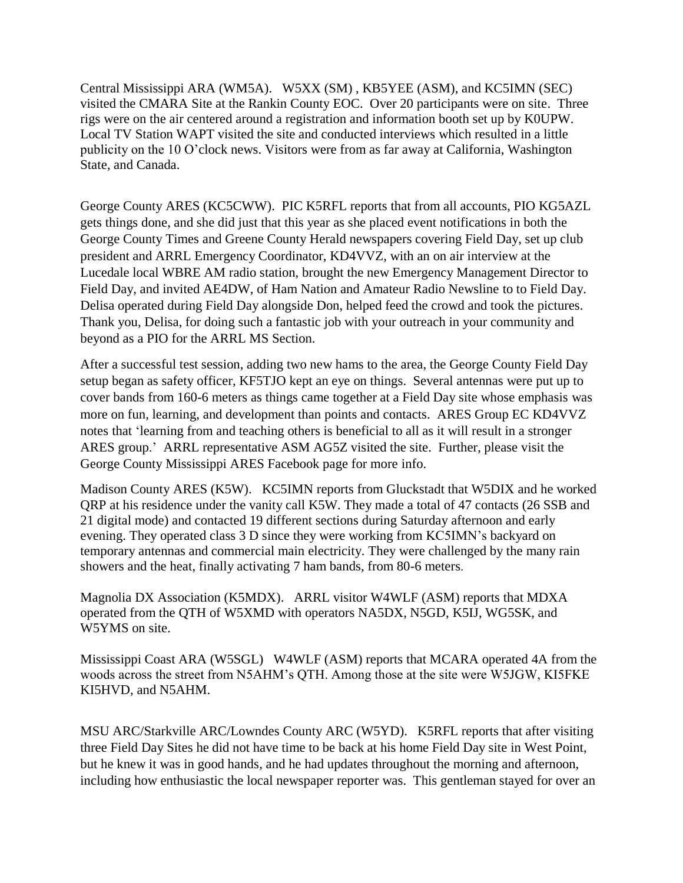Central Mississippi ARA (WM5A). W5XX (SM) , KB5YEE (ASM), and KC5IMN (SEC) visited the CMARA Site at the Rankin County EOC. Over 20 participants were on site. Three rigs were on the air centered around a registration and information booth set up by K0UPW. Local TV Station WAPT visited the site and conducted interviews which resulted in a little publicity on the 10 O'clock news. Visitors were from as far away at California, Washington State, and Canada.

George County ARES (KC5CWW). PIC K5RFL reports that from all accounts, PIO KG5AZL gets things done, and she did just that this year as she placed event notifications in both the George County Times and Greene County Herald newspapers covering Field Day, set up club president and ARRL Emergency Coordinator, KD4VVZ, with an on air interview at the Lucedale local WBRE AM radio station, brought the new Emergency Management Director to Field Day, and invited AE4DW, of Ham Nation and Amateur Radio Newsline to to Field Day. Delisa operated during Field Day alongside Don, helped feed the crowd and took the pictures. Thank you, Delisa, for doing such a fantastic job with your outreach in your community and beyond as a PIO for the ARRL MS Section.

After a successful test session, adding two new hams to the area, the George County Field Day setup began as safety officer, KF5TJO kept an eye on things. Several antennas were put up to cover bands from 160-6 meters as things came together at a Field Day site whose emphasis was more on fun, learning, and development than points and contacts. ARES Group EC KD4VVZ notes that 'learning from and teaching others is beneficial to all as it will result in a stronger ARES group.' ARRL representative ASM AG5Z visited the site. Further, please visit the George County Mississippi ARES Facebook page for more info.

Madison County ARES (K5W). KC5IMN reports from Gluckstadt that W5DIX and he worked QRP at his residence under the vanity call K5W. They made a total of 47 contacts (26 SSB and 21 digital mode) and contacted 19 different sections during Saturday afternoon and early evening. They operated class 3 D since they were working from KC5IMN's backyard on temporary antennas and commercial main electricity. They were challenged by the many rain showers and the heat, finally activating 7 ham bands, from 80-6 meters.

Magnolia DX Association (K5MDX). ARRL visitor W4WLF (ASM) reports that MDXA operated from the QTH of W5XMD with operators NA5DX, N5GD, K5IJ, WG5SK, and W5YMS on site.

Mississippi Coast ARA (W5SGL) W4WLF (ASM) reports that MCARA operated 4A from the woods across the street from N5AHM's QTH. Among those at the site were W5JGW, KI5FKE KI5HVD, and N5AHM.

MSU ARC/Starkville ARC/Lowndes County ARC (W5YD). K5RFL reports that after visiting three Field Day Sites he did not have time to be back at his home Field Day site in West Point, but he knew it was in good hands, and he had updates throughout the morning and afternoon, including how enthusiastic the local newspaper reporter was. This gentleman stayed for over an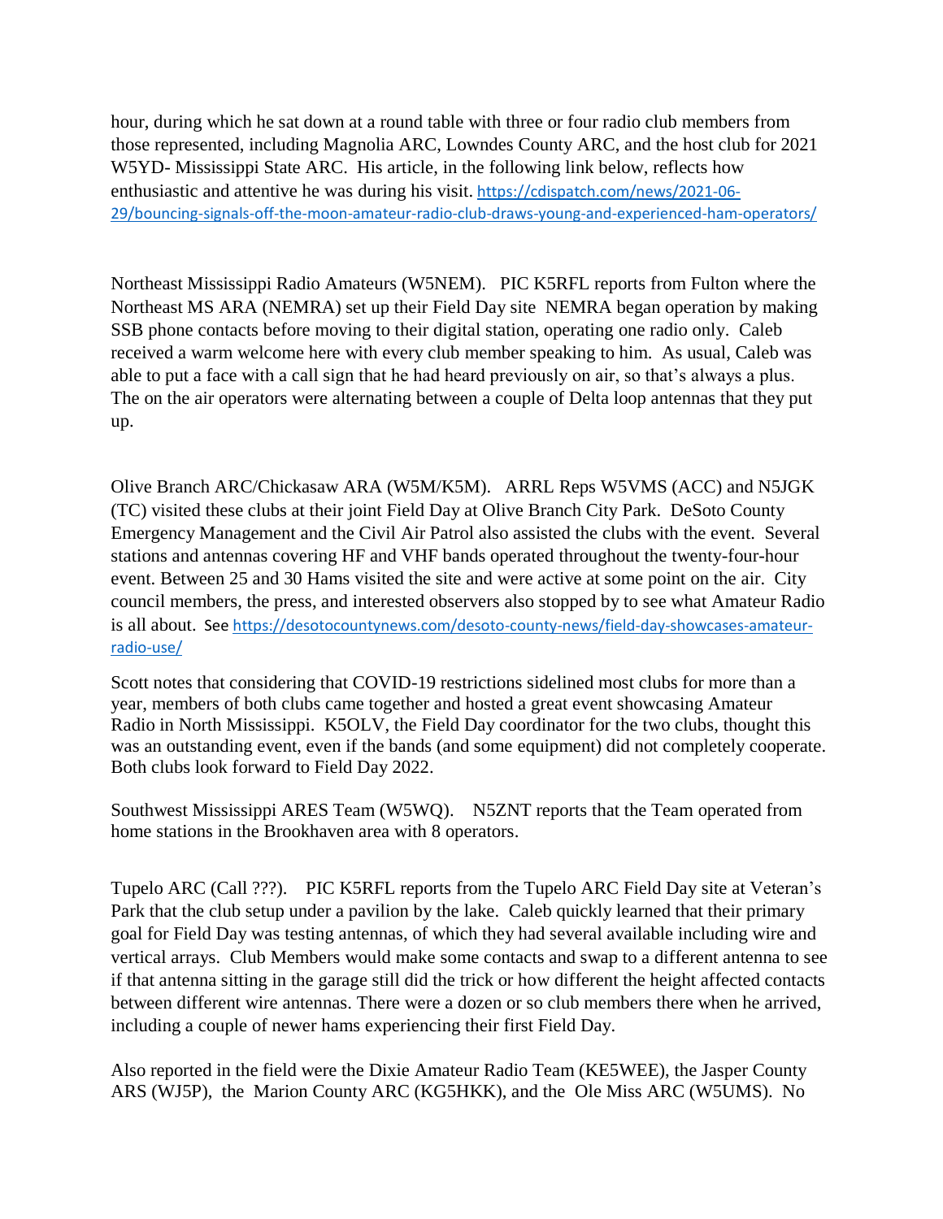hour, during which he sat down at a round table with three or four radio club members from those represented, including Magnolia ARC, Lowndes County ARC, and the host club for 2021 W5YD- Mississippi State ARC. His article, in the following link below, reflects how enthusiastic and attentive he was during his visit. https://cdispatch.com/news/2021-06-29/bouncing-signals-off-the-moon-amateur-radio-club-draws-young-and-experienced-ham-operators/

Northeast Mississippi Radio Amateurs (W5NEM). PIC K5RFL reports from Fulton where the Northeast MS ARA (NEMRA) set up their Field Day site NEMRA began operation by making SSB phone contacts before moving to their digital station, operating one radio only. Caleb received a warm welcome here with every club member speaking to him. As usual, Caleb was able to put a face with a call sign that he had heard previously on air, so that's always a plus. The on the air operators were alternating between a couple of Delta loop antennas that they put up.

Olive Branch ARC/Chickasaw ARA (W5M/K5M). ARRL Reps W5VMS (ACC) and N5JGK (TC) visited these clubs at their joint Field Day at Olive Branch City Park. DeSoto County Emergency Management and the Civil Air Patrol also assisted the clubs with the event. Several stations and antennas covering HF and VHF bands operated throughout the twenty-four-hour event. Between 25 and 30 Hams visited the site and were active at some point on the air. City council members, the press, and interested observers also stopped by to see what Amateur Radio is all about. See https://desotocountynews.com/desoto-county-news/field-day-showcases-amateur-radio-use/

Scott notes that considering that COVID-19 restrictions sidelined most clubs for more than a year, members of both clubs came together and hosted a great event showcasing Amateur Radio in North Mississippi. K5OLV, the Field Day coordinator for the two clubs, thought this was an outstanding event, even if the bands (and some equipment) did not completely cooperate. Both clubs look forward to Field Day 2022.

Southwest Mississippi ARES Team (W5WQ). N5ZNT reports that the Team operated from home stations in the Brookhaven area with 8 operators.

Tupelo ARC (Call ???). PIC K5RFL reports from the Tupelo ARC Field Day site at Veteran's Park that the club setup under a pavilion by the lake. Caleb quickly learned that their primary goal for Field Day was testing antennas, of which they had several available including wire and vertical arrays. Club Members would make some contacts and swap to a different antenna to see if that antenna sitting in the garage still did the trick or how different the height affected contacts between different wire antennas. There were a dozen or so club members there when he arrived, including a couple of newer hams experiencing their first Field Day.

Also reported in the field were the Dixie Amateur Radio Team (KE5WEE), the Jasper County ARS (WJ5P), the Marion County ARC (KG5HKK), and the Ole Miss ARC (W5UMS). No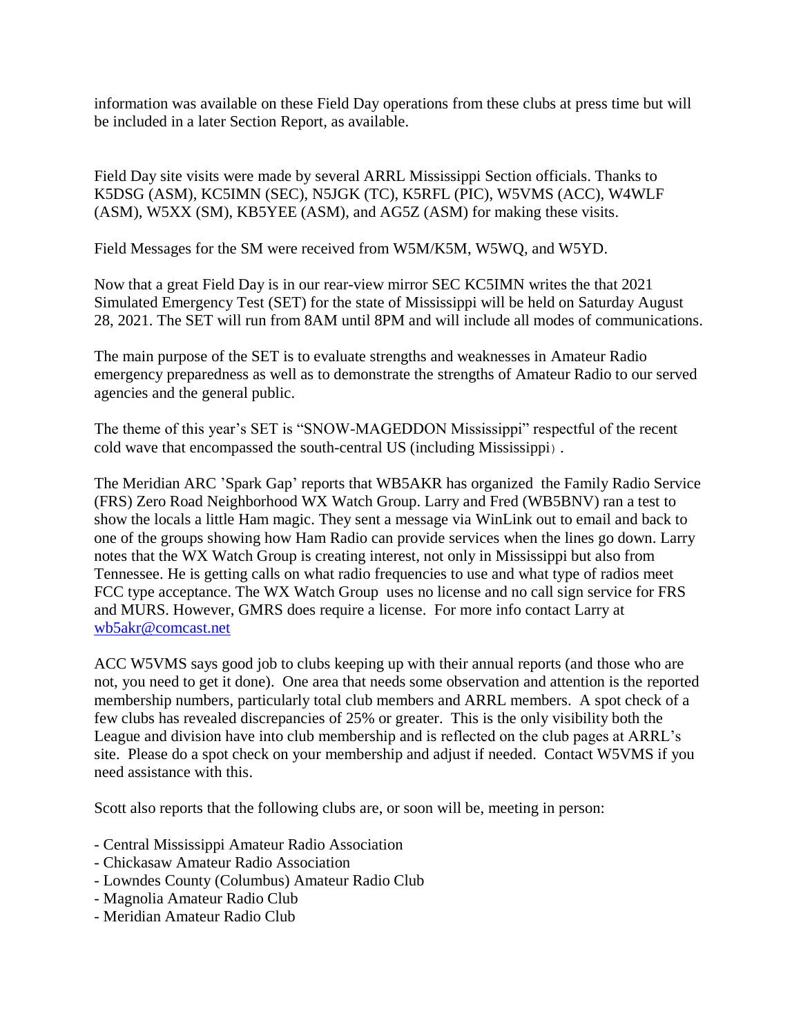information was available on these Field Day operations from these clubs at press time but will be included in a later Section Report, as available.

Field Day site visits were made by several ARRL Mississippi Section officials. Thanks to K5DSG (ASM), KC5IMN (SEC), N5JGK (TC), K5RFL (PIC), W5VMS (ACC), W4WLF (ASM), W5XX (SM), KB5YEE (ASM), and AG5Z (ASM) for making these visits.

Field Messages for the SM were received from W5M/K5M, W5WQ, and W5YD.

Now that a great Field Day is in our rear-view mirror SEC KC5IMN writes the that 2021 Simulated Emergency Test (SET) for the state of Mississippi will be held on Saturday August 28, 2021. The SET will run from 8AM until 8PM and will include all modes of communications.

The main purpose of the SET is to evaluate strengths and weaknesses in Amateur Radio emergency preparedness as well as to demonstrate the strengths of Amateur Radio to our served agencies and the general public.

The theme of this year's SET is "SNOW-MAGEDDON Mississippi" respectful of the recent cold wave that encompassed the south-central US (including Mississippi）.

The Meridian ARC 'Spark Gap' reports that WB5AKR has organized the Family Radio Service (FRS) Zero Road Neighborhood WX Watch Group. Larry and Fred (WB5BNV) ran a test to show the locals a little Ham magic. They sent a message via WinLink out to email and back to one of the groups showing how Ham Radio can provide services when the lines go down. Larry notes that the WX Watch Group is creating interest, not only in Mississippi but also from Tennessee. He is getting calls on what radio frequencies to use and what type of radios meet FCC type acceptance. The WX Watch Group uses no license and no call sign service for FRS and MURS. However, GMRS does require a license. For more info contact Larry at wb5akr@comcast.net

ACC W5VMS says good job to clubs keeping up with their annual reports (and those who are not, you need to get it done). One area that needs some observation and attention is the reported membership numbers, particularly total club members and ARRL members. A spot check of a few clubs has revealed discrepancies of 25% or greater. This is the only visibility both the League and division have into club membership and is reflected on the club pages at ARRL's site. Please do a spot check on your membership and adjust if needed. Contact W5VMS if you need assistance with this.

Scott also reports that the following clubs are, or soon will be, meeting in person:

- Central Mississippi Amateur Radio Association
- Chickasaw Amateur Radio Association
- Lowndes County (Columbus) Amateur Radio Club
- Magnolia Amateur Radio Club
- Meridian Amateur Radio Club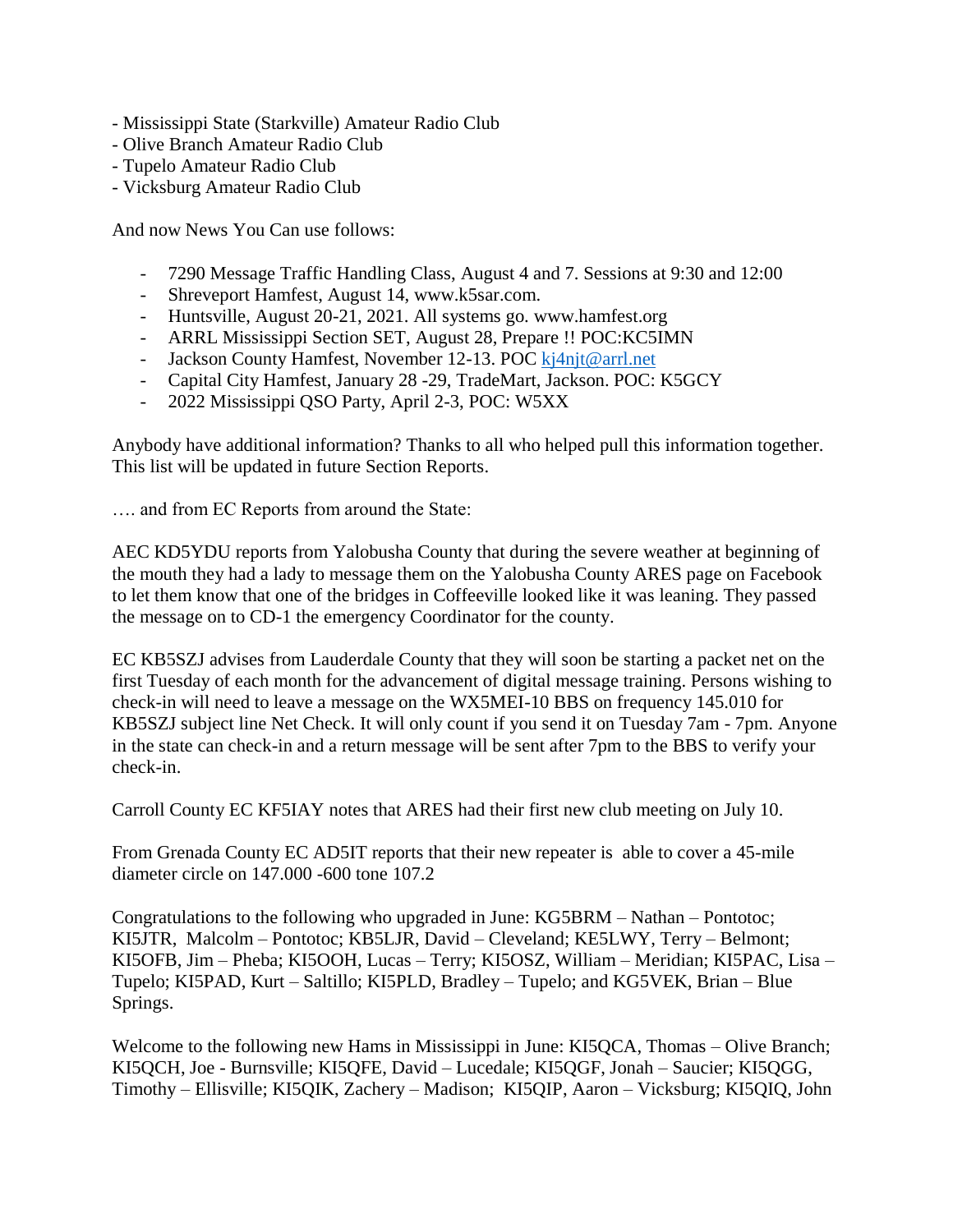- Mississippi State (Starkville) Amateur Radio Club
- Olive Branch Amateur Radio Club
- Tupelo Amateur Radio Club
- Vicksburg Amateur Radio Club

And now News You Can use follows:

- 7290 Message Traffic Handling Class, August 4 and 7. Sessions at 9:30 and 12:00
- Shreveport Hamfest, August 14, www.k5sar.com.
- Huntsville, August 20-21, 2021. All systems go. www.hamfest.org
- ARRL Mississippi Section SET, August 28, Prepare !! POC:KC5IMN
- Jackson County Hamfest, November 12-13. POC [kj4njt@arrl.net](mailto:kj4njt@arrl.net)
- Capital City Hamfest, January 28 -29, TradeMart, Jackson. POC: K5GCY
- 2022 Mississippi QSO Party, April 2-3, POC: W5XX

Anybody have additional information? Thanks to all who helped pull this information together. This list will be updated in future Section Reports.

…. and from EC Reports from around the State:

AEC KD5YDU reports from Yalobusha County that during the severe weather at beginning of the mouth they had a lady to message them on the Yalobusha County ARES page on Facebook to let them know that one of the bridges in Coffeeville looked like it was leaning. They passed the message on to CD-1 the emergency Coordinator for the county.

EC KB5SZJ advises from Lauderdale County that they will soon be starting a packet net on the first Tuesday of each month for the advancement of digital message training. Persons wishing to check-in will need to leave a message on the WX5MEI-10 BBS on frequency 145.010 for KB5SZJ subject line Net Check. It will only count if you send it on Tuesday 7am - 7pm. Anyone in the state can check-in and a return message will be sent after 7pm to the BBS to verify your check-in.

Carroll County EC KF5IAY notes that ARES had their first new club meeting on July 10.

From Grenada County EC AD5IT reports that their new repeater is able to cover a 45-mile diameter circle on 147.000 -600 tone 107.2

Congratulations to the following who upgraded in June: KG5BRM – Nathan – Pontotoc; KI5JTR, Malcolm – Pontotoc; KB5LJR, David – Cleveland; KE5LWY, Terry – Belmont; KI5OFB, Jim – Pheba; KI5OOH, Lucas – Terry; KI5OSZ, William – Meridian; KI5PAC, Lisa – Tupelo; KI5PAD, Kurt – Saltillo; KI5PLD, Bradley – Tupelo; and KG5VEK, Brian – Blue Springs.

Welcome to the following new Hams in Mississippi in June: KI5QCA, Thomas – Olive Branch; KI5QCH, Joe - Burnsville; KI5QFE, David – Lucedale; KI5QGF, Jonah – Saucier; KI5QGG, Timothy – Ellisville; KI5QIK, Zachery – Madison; KI5QIP, Aaron – Vicksburg; KI5QIQ, John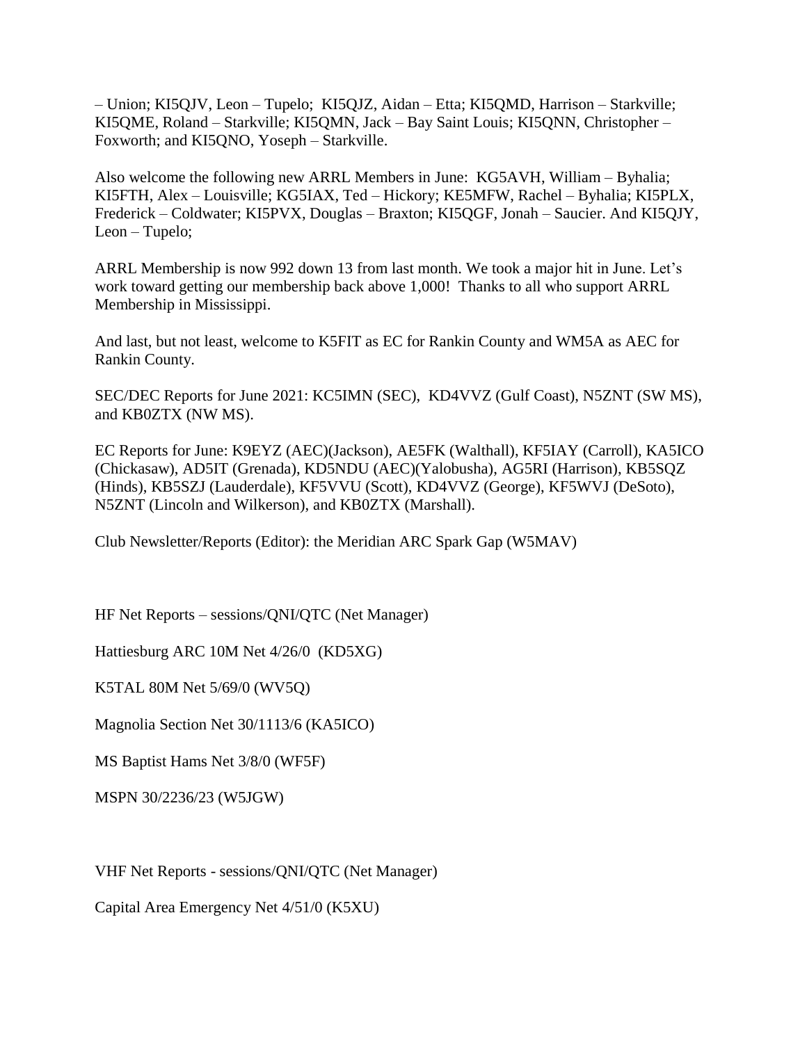– Union; KI5QJV, Leon – Tupelo; KI5QJZ, Aidan – Etta; KI5QMD, Harrison – Starkville; KI5QME, Roland – Starkville; KI5QMN, Jack – Bay Saint Louis; KI5QNN, Christopher – Foxworth; and KI5QNO, Yoseph – Starkville.

Also welcome the following new ARRL Members in June: KG5AVH, William – Byhalia; KI5FTH, Alex – Louisville; KG5IAX, Ted – Hickory; KE5MFW, Rachel – Byhalia; KI5PLX, Frederick – Coldwater; KI5PVX, Douglas – Braxton; KI5QGF, Jonah – Saucier. And KI5QJY, Leon – Tupelo;

ARRL Membership is now 992 down 13 from last month. We took a major hit in June. Let's work toward getting our membership back above 1,000! Thanks to all who support ARRL Membership in Mississippi.

And last, but not least, welcome to K5FIT as EC for Rankin County and WM5A as AEC for Rankin County.

SEC/DEC Reports for June 2021: KC5IMN (SEC), KD4VVZ (Gulf Coast), N5ZNT (SW MS), and KB0ZTX (NW MS).

EC Reports for June: K9EYZ (AEC)(Jackson), AE5FK (Walthall), KF5IAY (Carroll), KA5ICO (Chickasaw), AD5IT (Grenada), KD5NDU (AEC)(Yalobusha), AG5RI (Harrison), KB5SQZ (Hinds), KB5SZJ (Lauderdale), KF5VVU (Scott), KD4VVZ (George), KF5WVJ (DeSoto), N5ZNT (Lincoln and Wilkerson), and KB0ZTX (Marshall).

Club Newsletter/Reports (Editor): the Meridian ARC Spark Gap (W5MAV)

HF Net Reports – sessions/QNI/QTC (Net Manager)

Hattiesburg ARC 10M Net 4/26/0 (KD5XG)

K5TAL 80M Net 5/69/0 (WV5Q)

Magnolia Section Net 30/1113/6 (KA5ICO)

MS Baptist Hams Net 3/8/0 (WF5F)

MSPN 30/2236/23 (W5JGW)

VHF Net Reports - sessions/QNI/QTC (Net Manager)

Capital Area Emergency Net 4/51/0 (K5XU)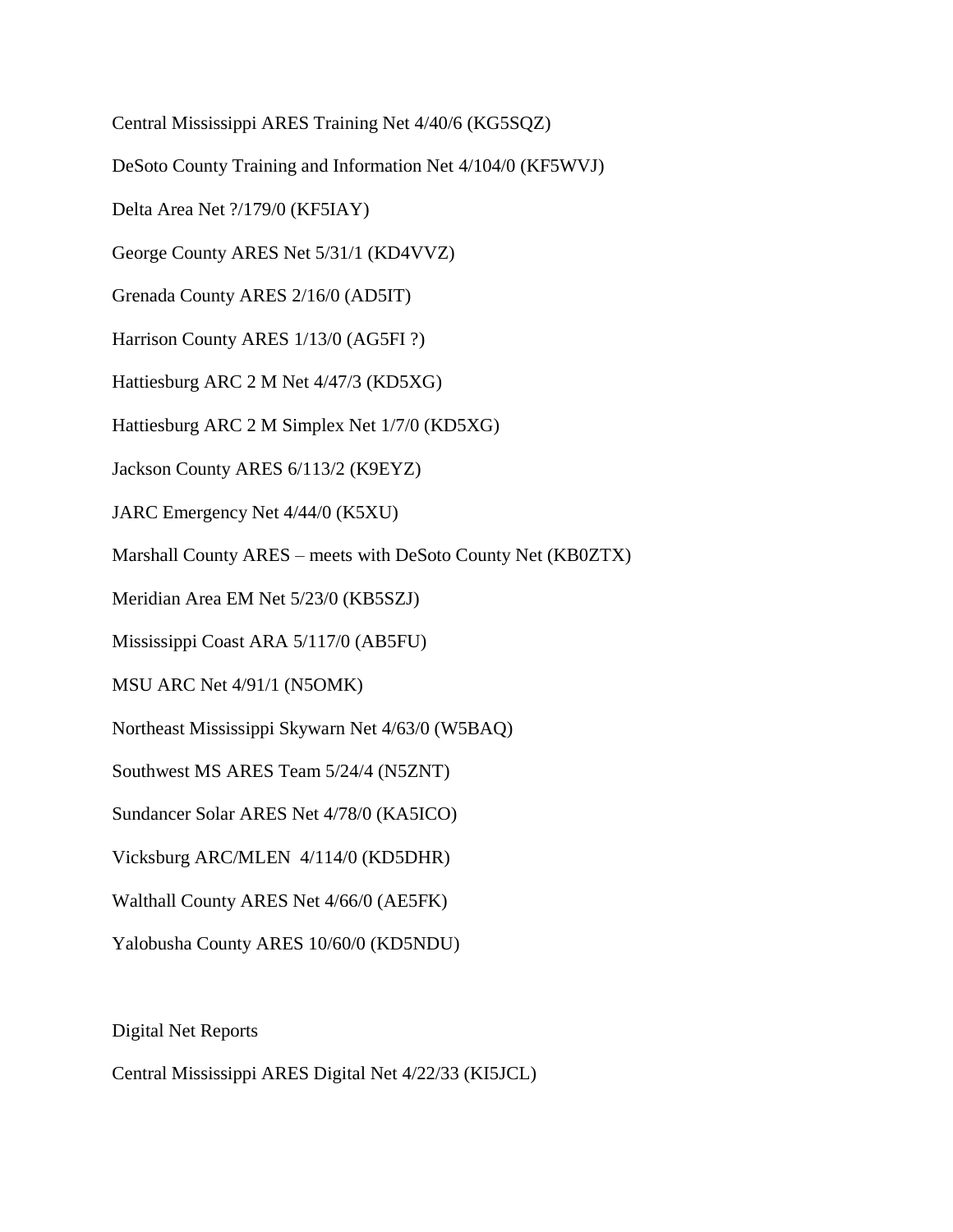Central Mississippi ARES Training Net 4/40/6 (KG5SQZ)

DeSoto County Training and Information Net 4/104/0 (KF5WVJ)

Delta Area Net ?/179/0 (KF5IAY)

George County ARES Net 5/31/1 (KD4VVZ)

Grenada County ARES 2/16/0 (AD5IT)

Harrison County ARES 1/13/0 (AG5FI ?)

Hattiesburg ARC 2 M Net 4/47/3 (KD5XG)

Hattiesburg ARC 2 M Simplex Net 1/7/0 (KD5XG)

Jackson County ARES 6/113/2 (K9EYZ)

JARC Emergency Net 4/44/0 (K5XU)

Marshall County ARES – meets with DeSoto County Net (KB0ZTX)

Meridian Area EM Net 5/23/0 (KB5SZJ)

Mississippi Coast ARA 5/117/0 (AB5FU)

MSU ARC Net 4/91/1 (N5OMK)

Northeast Mississippi Skywarn Net 4/63/0 (W5BAQ)

Southwest MS ARES Team 5/24/4 (N5ZNT)

Sundancer Solar ARES Net 4/78/0 (KA5ICO)

Vicksburg ARC/MLEN 4/114/0 (KD5DHR)

Walthall County ARES Net 4/66/0 (AE5FK)

Yalobusha County ARES 10/60/0 (KD5NDU)

Digital Net Reports

Central Mississippi ARES Digital Net 4/22/33 (KI5JCL)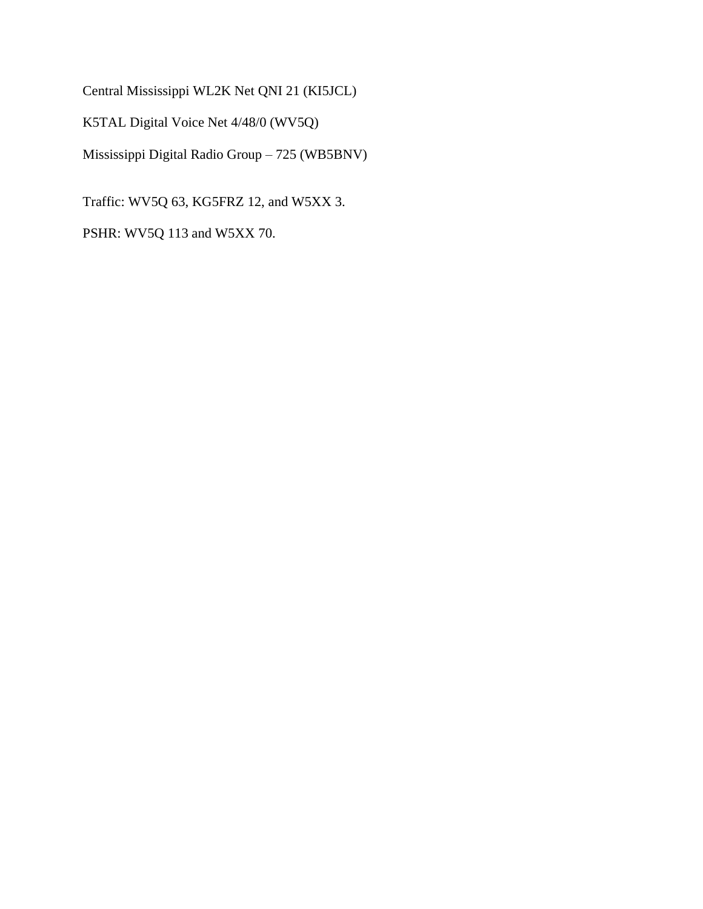Central Mississippi WL2K Net QNI 21 (KI5JCL)

K5TAL Digital Voice Net 4/48/0 (WV5Q)

Mississippi Digital Radio Group – 725 (WB5BNV)

Traffic: WV5Q 63, KG5FRZ 12, and W5XX 3.

PSHR: WV5Q 113 and W5XX 70.